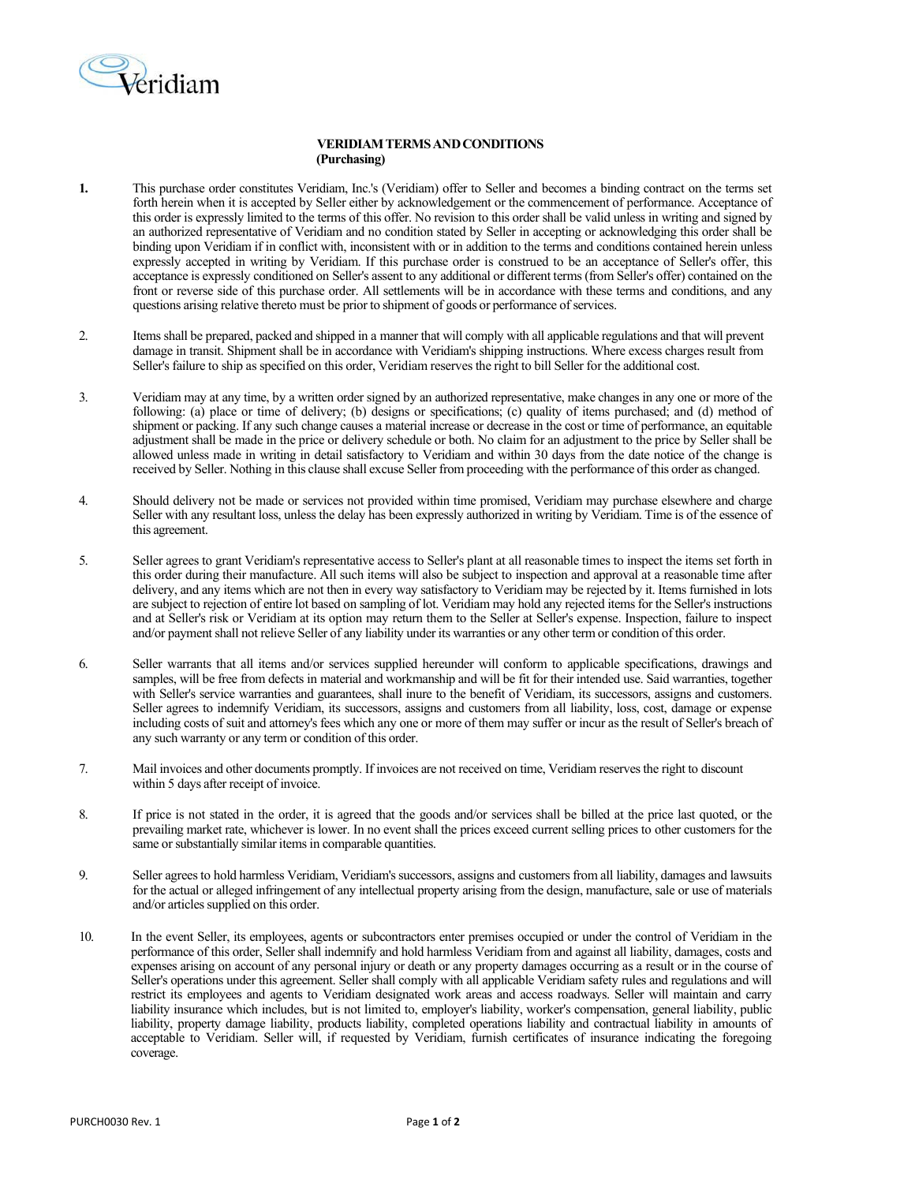Veridiam

**VERIDIAM TERMS AND CONDITIONS**
**(Purchasing)**

**1.** This purchase order constitutes Veridiam, Inc.'s (Veridiam) offer to Seller and becomes a binding contract on the terms set forth herein when it is accepted by Seller either by acknowledgement or the commencement of performance. Acceptance of this order is expressly limited to the terms of this offer. No revision to this order shall be valid unless in writing and signed by an authorized representative of Veridiam and no condition stated by Seller in accepting or acknowledging this order shall be binding upon Veridiam if in conflict with, inconsistent with or in addition to the terms and conditions contained herein unless expressly accepted in writing by Veridiam. If this purchase order is construed to be an acceptance of Seller's offer, this acceptance is expressly conditioned on Seller's assent to any additional or different terms (from Seller's offer) contained on the front or reverse side of this purchase order. All settlements will be in accordance with these terms and conditions, and any questions arising relative thereto must be prior to shipment of goods or performance of services.

2. Items shall be prepared, packed and shipped in a manner that will comply with all applicable regulations and that will prevent damage in transit. Shipment shall be in accordance with Veridiam's shipping instructions. Where excess charges result from Seller's failure to ship as specified on this order, Veridiam reserves the right to bill Seller for the additional cost.

3. Veridiam may at any time, by a written order signed by an authorized representative, make changes in any one or more of the following: (a) place or time of delivery; (b) designs or specifications; (c) quality of items purchased; and (d) method of shipment or packing. If any such change causes a material increase or decrease in the cost or time of performance, an equitable adjustment shall be made in the price or delivery schedule or both. No claim for an adjustment to the price by Seller shall be allowed unless made in writing in detail satisfactory to Veridiam and within 30 days from the date notice of the change is received by Seller. Nothing in this clause shall excuse Seller from proceeding with the performance of this order as changed.

4. Should delivery not be made or services not provided within time promised, Veridiam may purchase elsewhere and charge Seller with any resultant loss, unless the delay has been expressly authorized in writing by Veridiam. Time is of the essence of this agreement.

5. Seller agrees to grant Veridiam's representative access to Seller's plant at all reasonable times to inspect the items set forth in this order during their manufacture. All such items will also be subject to inspection and approval at a reasonable time after delivery, and any items which are not then in every way satisfactory to Veridiam may be rejected by it. Items furnished in lots are subject to rejection of entire lot based on sampling of lot. Veridiam may hold any rejected items for the Seller's instructions and at Seller's risk or Veridiam at its option may return them to the Seller at Seller's expense. Inspection, failure to inspect and/or payment shall not relieve Seller of any liability under its warranties or any other term or condition of this order.

6. Seller warrants that all items and/or services supplied hereunder will conform to applicable specifications, drawings and samples, will be free from defects in material and workmanship and will be fit for their intended use. Said warranties, together with Seller's service warranties and guarantees, shall inure to the benefit of Veridiam, its successors, assigns and customers. Seller agrees to indemnify Veridiam, its successors, assigns and customers from all liability, loss, cost, damage or expense including costs of suit and attorney's fees which any one or more of them may suffer or incur as the result of Seller's breach of any such warranty or any term or condition of this order.

7. Mail invoices and other documents promptly. If invoices are not received on time, Veridiam reserves the right to discount within 5 days after receipt of invoice.

8. If price is not stated in the order, it is agreed that the goods and/or services shall be billed at the price last quoted, or the prevailing market rate, whichever is lower. In no event shall the prices exceed current selling prices to other customers for the same or substantially similar items in comparable quantities.

9. Seller agrees to hold harmless Veridiam, Veridiam's successors, assigns and customers from all liability, damages and lawsuits for the actual or alleged infringement of any intellectual property arising from the design, manufacture, sale or use of materials and/or articles supplied on this order.

10. In the event Seller, its employees, agents or subcontractors enter premises occupied or under the control of Veridiam in the performance of this order, Seller shall indemnify and hold harmless Veridiam from and against all liability, damages, costs and expenses arising on account of any personal injury or death or any property damages occurring as a result or in the course of Seller's operations under this agreement. Seller shall comply with all applicable Veridiam safety rules and regulations and will restrict its employees and agents to Veridiam designated work areas and access roadways. Seller will maintain and carry liability insurance which includes, but is not limited to, employer's liability, worker's compensation, general liability, public liability, property damage liability, products liability, completed operations liability and contractual liability in amounts of acceptable to Veridiam. Seller will, if requested by Veridiam, furnish certificates of insurance indicating the foregoing coverage.

PURCH0030 Rev. 1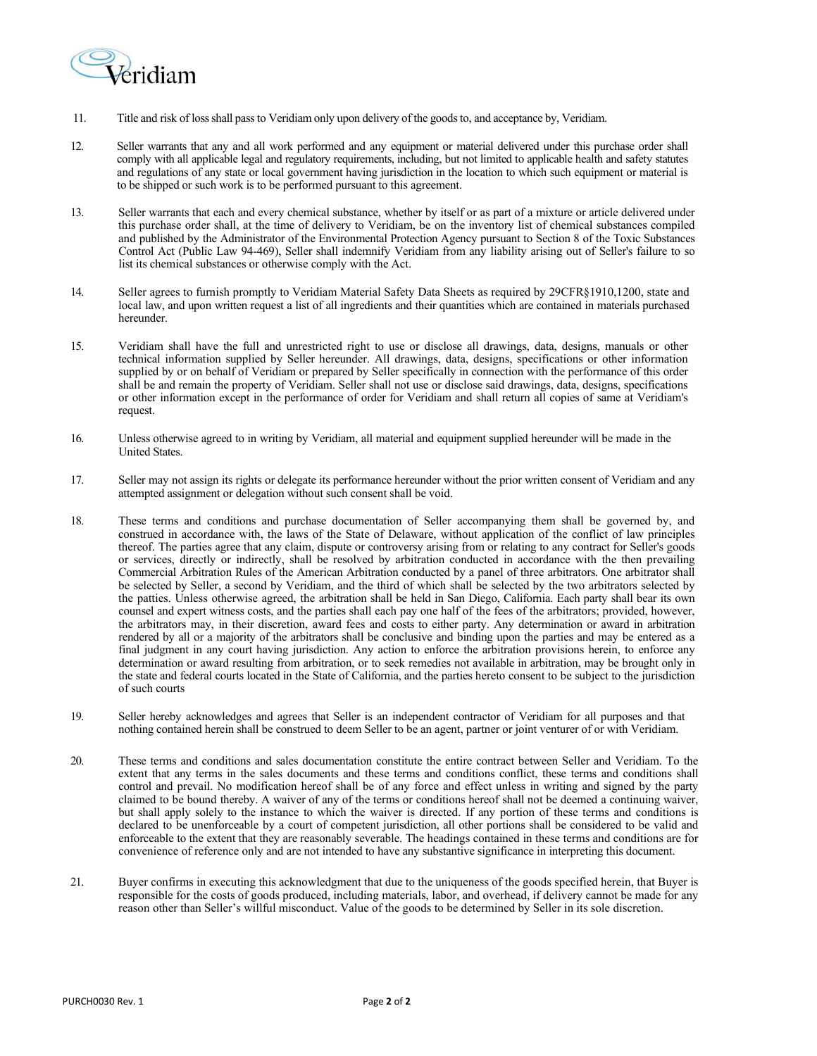Veridiam

11. Title and risk of loss shall pass to Veridiam only upon delivery of the goods to, and acceptance by, Veridiam.

12. Seller warrants that any and all work performed and any equipment or material delivered under this purchase order shall comply with all applicable legal and regulatory requirements, including, but not limited to applicable health and safety statutes and regulations of any state or local government having jurisdiction in the location to which such equipment or material is to be shipped or such work is to be performed pursuant to this agreement.

13. Seller warrants that each and every chemical substance, whether by itself or as part of a mixture or article delivered under this purchase order shall, at the time of delivery to Veridiam, be on the inventory list of chemical substances compiled and published by the Administrator of the Environmental Protection Agency pursuant to Section 8 of the Toxic Substances Control Act (Public Law 94-469), Seller shall indemnify Veridiam from any liability arising out of Seller's failure to so list its chemical substances or otherwise comply with the Act.

14. Seller agrees to furnish promptly to Veridiam Material Safety Data Sheets as required by 29CFR§1910,1200, state and local law, and upon written request a list of all ingredients and their quantities which are contained in materials purchased hereunder.

15. Veridiam shall have the full and unrestricted right to use or disclose all drawings, data, designs, manuals or other technical information supplied by Seller hereunder. All drawings, data, designs, specifications or other information supplied by or on behalf of Veridiam or prepared by Seller specifically in connection with the performance of this order shall be and remain the property of Veridiam. Seller shall not use or disclose said drawings, data, designs, specifications or other information except in the performance of order for Veridiam and shall return all copies of same at Veridiam's request.

16. Unless otherwise agreed to in writing by Veridiam, all material and equipment supplied hereunder will be made in the United States.

17. Seller may not assign its rights or delegate its performance hereunder without the prior written consent of Veridiam and any attempted assignment or delegation without such consent shall be void.

18. These terms and conditions and purchase documentation of Seller accompanying them shall be governed by, and construed in accordance with, the laws of the State of Delaware, without application of the conflict of law principles thereof. The parties agree that any claim, dispute or controversy arising from or relating to any contract for Seller's goods or services, directly or indirectly, shall be resolved by arbitration conducted in accordance with the then prevailing Commercial Arbitration Rules of the American Arbitration conducted by a panel of three arbitrators. One arbitrator shall be selected by Seller, a second by Veridiam, and the third of which shall be selected by the two arbitrators selected by the patties. Unless otherwise agreed, the arbitration shall be held in San Diego, California. Each party shall bear its own counsel and expert witness costs, and the parties shall each pay one half of the fees of the arbitrators; provided, however, the arbitrators may, in their discretion, award fees and costs to either party. Any determination or award in arbitration rendered by all or a majority of the arbitrators shall be conclusive and binding upon the parties and may be entered as a final judgment in any court having jurisdiction. Any action to enforce the arbitration provisions herein, to enforce any determination or award resulting from arbitration, or to seek remedies not available in arbitration, may be brought only in the state and federal courts located in the State of California, and the parties hereto consent to be subject to the jurisdiction of such courts

19. Seller hereby acknowledges and agrees that Seller is an independent contractor of Veridiam for all purposes and that nothing contained herein shall be construed to deem Seller to be an agent, partner or joint venturer of or with Veridiam.

20. These terms and conditions and sales documentation constitute the entire contract between Seller and Veridiam. To the extent that any terms in the sales documents and these terms and conditions conflict, these terms and conditions shall control and prevail. No modification hereof shall be of any force and effect unless in writing and signed by the party claimed to be bound thereby. A waiver of any of the terms or conditions hereof shall not be deemed a continuing waiver, but shall apply solely to the instance to which the waiver is directed. If any portion of these terms and conditions is declared to be unenforceable by a court of competent jurisdiction, all other portions shall be considered to be valid and enforceable to the extent that they are reasonably severable. The headings contained in these terms and conditions are for convenience of reference only and are not intended to have any substantive significance in interpreting this document.

21. Buyer confirms in executing this acknowledgment that due to the uniqueness of the goods specified herein, that Buyer is responsible for the costs of goods produced, including materials, labor, and overhead, if delivery cannot be made for any reason other than Seller's willful misconduct. Value of the goods to be determined by Seller in its sole discretion.

PURCH0030 Rev. 1